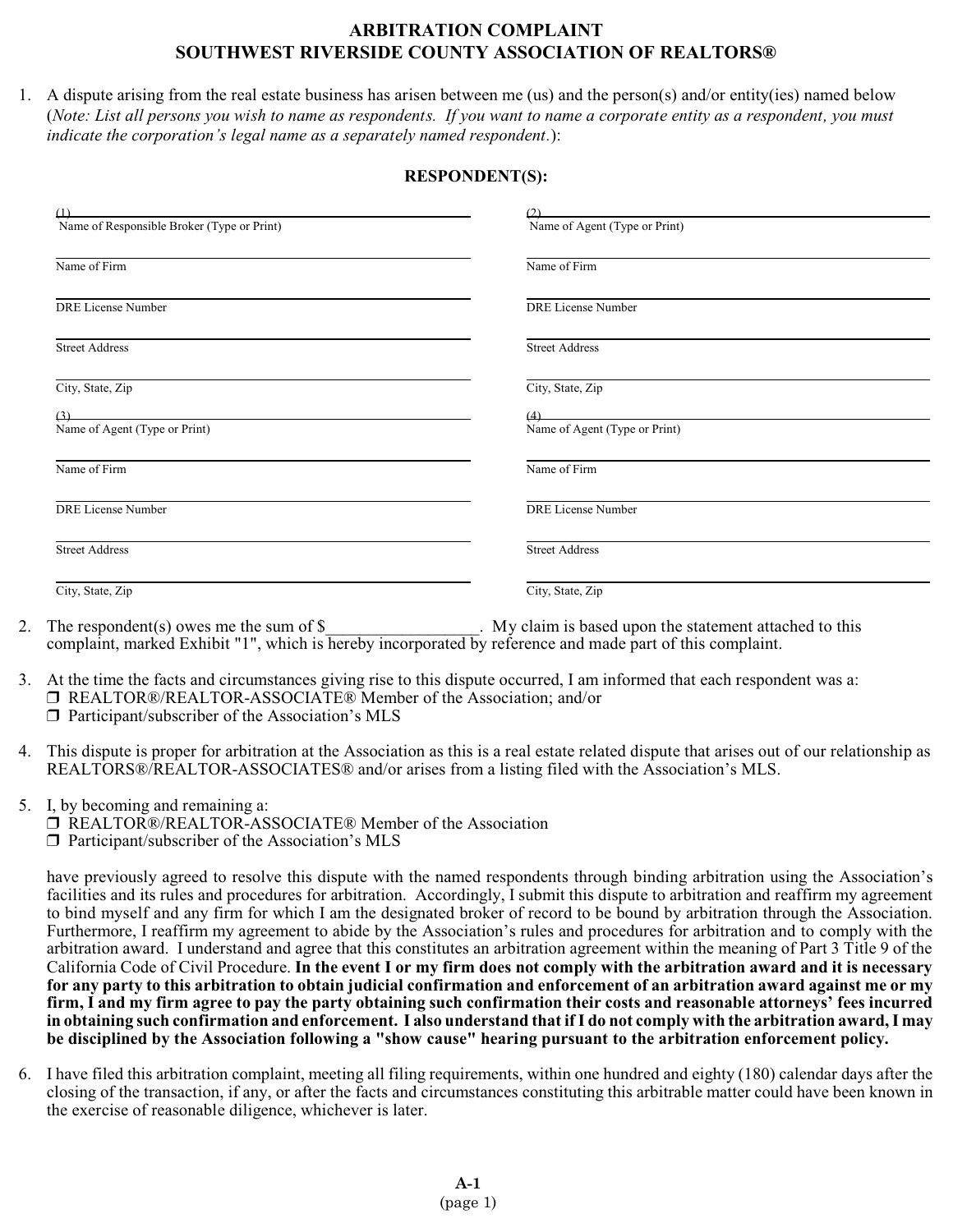# ARBITRATION COMPLAINT
## SOUTHWEST RIVERSIDE COUNTY ASSOCIATION OF REALTORS®

1. A dispute arising from the real estate business has arisen between me (us) and the person(s) and/or entity(ies) named below (*Note: List all persons you wish to name as respondents. If you want to name a corporate entity as a respondent, you must indicate the corporation's legal name as a separately named respondent.*):

**RESPONDENT(S):**

(1) ____________________
Name of Responsible Broker (Type or Print)

____________________
Name of Firm

____________________
DRE License Number

____________________
Street Address

____________________
City, State, Zip

(2) ____________________
Name of Agent (Type or Print)

____________________
Name of Firm

____________________
DRE License Number

____________________
Street Address

____________________
City, State, Zip

(3) ____________________
Name of Agent (Type or Print)

____________________
Name of Firm

____________________
DRE License Number

____________________
Street Address

____________________
City, State, Zip

(4) ____________________
Name of Agent (Type or Print)

____________________
Name of Firm

____________________
DRE License Number

____________________
Street Address

____________________
City, State, Zip

2. The respondent(s) owes me the sum of $_________________. My claim is based upon the statement attached to this complaint, marked Exhibit "1", which is hereby incorporated by reference and made part of this complaint.

3. At the time the facts and circumstances giving rise to this dispute occurred, I am informed that each respondent was a:
   - ❐ REALTOR®/REALTOR-ASSOCIATE® Member of the Association; and/or
   - ❐ Participant/subscriber of the Association's MLS

4. This dispute is proper for arbitration at the Association as this is a real estate related dispute that arises out of our relationship as REALTORS®/REALTOR-ASSOCIATES® and/or arises from a listing filed with the Association's MLS.

5. I, by becoming and remaining a:
   - ❐ REALTOR®/REALTOR-ASSOCIATE® Member of the Association
   - ❐ Participant/subscriber of the Association's MLS

   have previously agreed to resolve this dispute with the named respondents through binding arbitration using the Association's facilities and its rules and procedures for arbitration. Accordingly, I submit this dispute to arbitration and reaffirm my agreement to bind myself and any firm for which I am the designated broker of record to be bound by arbitration through the Association. Furthermore, I reaffirm my agreement to abide by the Association's rules and procedures for arbitration and to comply with the arbitration award. I understand and agree that this constitutes an arbitration agreement within the meaning of Part 3 Title 9 of the California Code of Civil Procedure. **In the event I or my firm does not comply with the arbitration award and it is necessary for any party to this arbitration to obtain judicial confirmation and enforcement of an arbitration award against me or my firm, I and my firm agree to pay the party obtaining such confirmation their costs and reasonable attorneys' fees incurred in obtaining such confirmation and enforcement. I also understand that if I do not comply with the arbitration award, I may be disciplined by the Association following a "show cause" hearing pursuant to the arbitration enforcement policy.**

6. I have filed this arbitration complaint, meeting all filing requirements, within one hundred and eighty (180) calendar days after the closing of the transaction, if any, or after the facts and circumstances constituting this arbitrable matter could have been known in the exercise of reasonable diligence, whichever is later.

A-1
(page 1)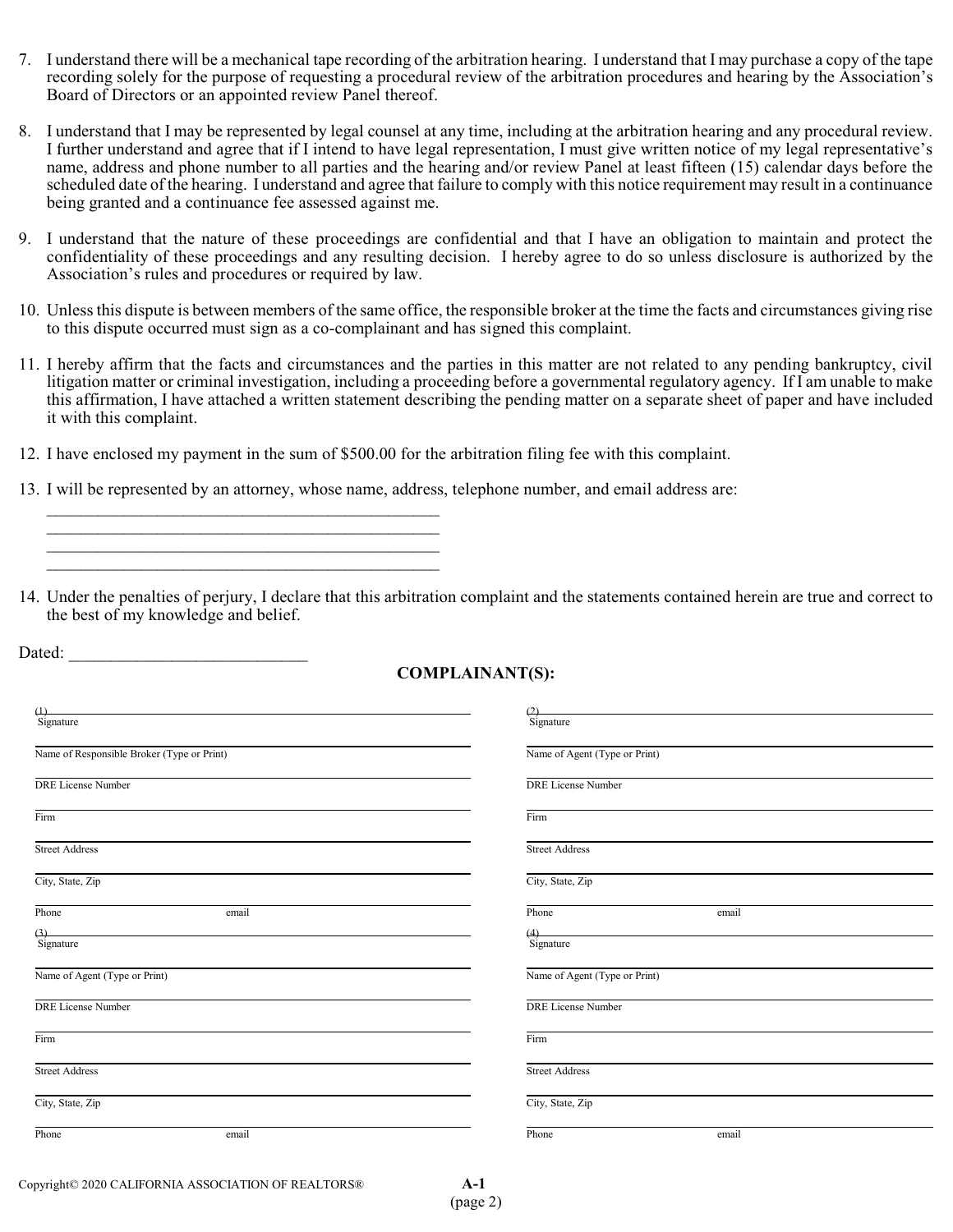7. I understand there will be a mechanical tape recording of the arbitration hearing. I understand that I may purchase a copy of the tape recording solely for the purpose of requesting a procedural review of the arbitration procedures and hearing by the Association's Board of Directors or an appointed review Panel thereof.

8. I understand that I may be represented by legal counsel at any time, including at the arbitration hearing and any procedural review. I further understand and agree that if I intend to have legal representation, I must give written notice of my legal representative's name, address and phone number to all parties and the hearing and/or review Panel at least fifteen (15) calendar days before the scheduled date of the hearing. I understand and agree that failure to comply with this notice requirement may result in a continuance being granted and a continuance fee assessed against me.

9. I understand that the nature of these proceedings are confidential and that I have an obligation to maintain and protect the confidentiality of these proceedings and any resulting decision. I hereby agree to do so unless disclosure is authorized by the Association's rules and procedures or required by law.

10. Unless this dispute is between members of the same office, the responsible broker at the time the facts and circumstances giving rise to this dispute occurred must sign as a co-complainant and has signed this complaint.

11. I hereby affirm that the facts and circumstances and the parties in this matter are not related to any pending bankruptcy, civil litigation matter or criminal investigation, including a proceeding before a governmental regulatory agency. If I am unable to make this affirmation, I have attached a written statement describing the pending matter on a separate sheet of paper and have included it with this complaint.

12. I have enclosed my payment in the sum of $500.00 for the arbitration filing fee with this complaint.

13. I will be represented by an attorney, whose name, address, telephone number, and email address are:

    ________________________________________________
    ________________________________________________
    ________________________________________________
    ________________________________________________

14. Under the penalties of perjury, I declare that this arbitration complaint and the statements contained herein are true and correct to the best of my knowledge and belief.

Dated: ____________________________

**COMPLAINANT(S):**

(1) ________________________________________
Signature

________________________________________
Name of Responsible Broker (Type or Print)

________________________________________
DRE License Number

________________________________________
Firm

________________________________________
Street Address

________________________________________
City, State, Zip

________________________________________
Phone email

(2) ________________________________________
Signature

________________________________________
Name of Agent (Type or Print)

________________________________________
DRE License Number

________________________________________
Firm

________________________________________
Street Address

________________________________________
City, State, Zip

________________________________________
Phone email

(3) ________________________________________
Signature

________________________________________
Name of Agent (Type or Print)

________________________________________
DRE License Number

________________________________________
Firm

________________________________________
Street Address

________________________________________
City, State, Zip

________________________________________
Phone email

(4) ________________________________________
Signature

________________________________________
Name of Agent (Type or Print)

________________________________________
DRE License Number

________________________________________
Firm

________________________________________
Street Address

________________________________________
City, State, Zip

________________________________________
Phone email

Copyright© 2020 CALIFORNIA ASSOCIATION OF REALTORS®

**A-1**
(page 2)